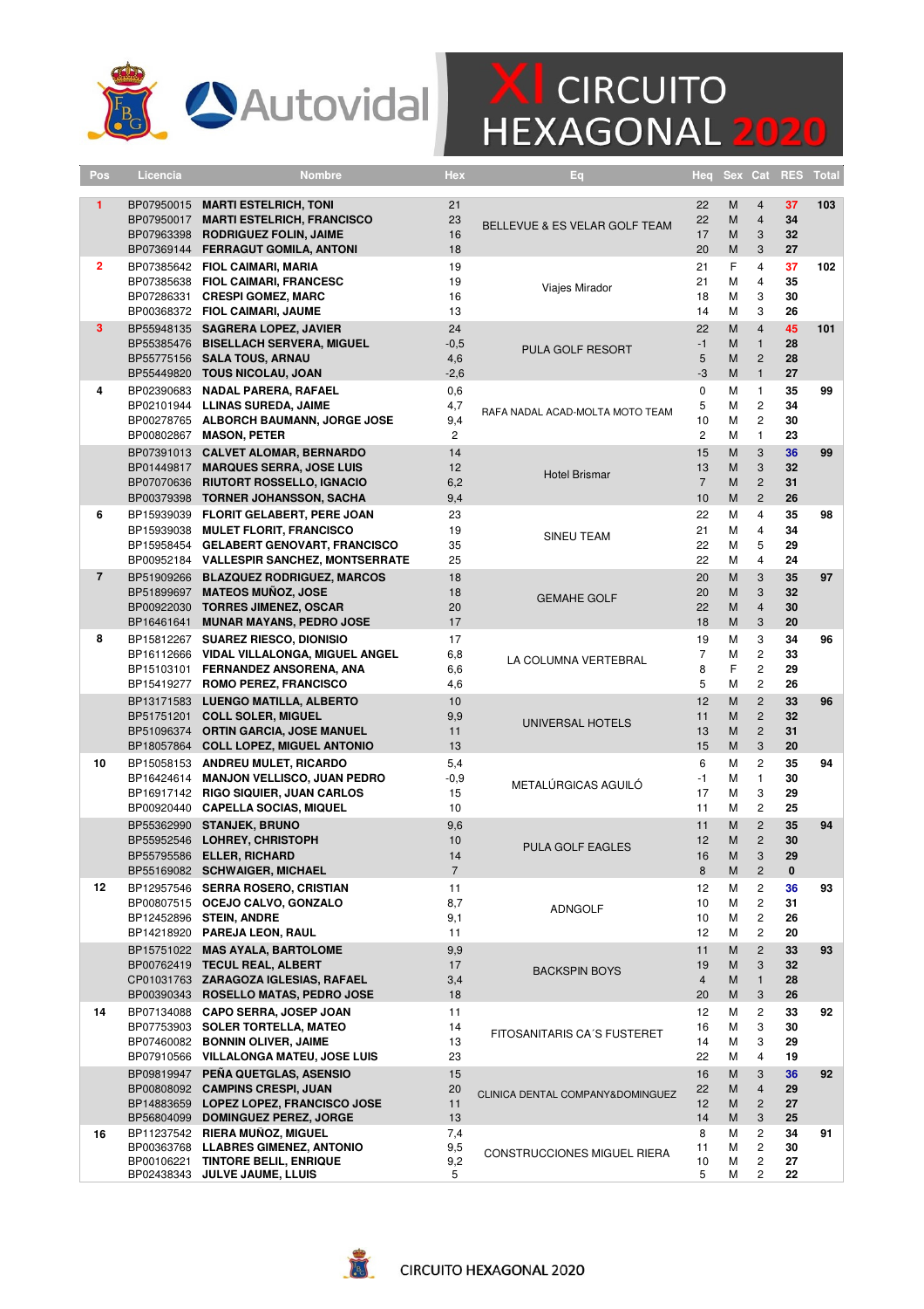# XI CIRCUITO HEXAGONAL 2020

| Pos | Licencia | Nombre | Hex | Eq | Heq | Sex | Cat | RES | Total |
|---|---|---|---|---|---|---|---|---|---|
| 1 | BP07950015 | MARTI ESTELRICH, TONI | 21 | BELLEVUE & ES VELAR GOLF TEAM | 22 | M | 4 | 37 | 103 |
| | BP07950017 | MARTI ESTELRICH, FRANCISCO | 23 | | 22 | M | 4 | 34 | |
| | BP07963398 | RODRIGUEZ FOLIN, JAIME | 16 | | 17 | M | 3 | 32 | |
| | BP07369144 | FERRAGUT GOMILA, ANTONI | 18 | | 20 | M | 3 | 27 | |
| 2 | BP07385642 | FIOL CAIMARI, MARIA | 19 | Viajes Mirador | 21 | F | 4 | 37 | 102 |
| | BP07385638 | FIOL CAIMARI, FRANCESC | 19 | | 21 | M | 4 | 35 | |
| | BP07286331 | CRESPI GOMEZ, MARC | 16 | | 18 | M | 3 | 30 | |
| | BP00368372 | FIOL CAIMARI, JAUME | 13 | | 14 | M | 3 | 26 | |
| 3 | BP55948135 | SAGRERA LOPEZ, JAVIER | 24 | PULA GOLF RESORT | 22 | M | 4 | 45 | 101 |
| | BP55385476 | BISELLACH SERVERA, MIGUEL | -0,5 | | -1 | M | 1 | 28 | |
| | BP55775156 | SALA TOUS, ARNAU | 4,6 | | 5 | M | 2 | 28 | |
| | BP55449820 | TOUS NICOLAU, JOAN | -2,6 | | -3 | M | 1 | 27 | |
| 4 | BP02390683 | NADAL PARERA, RAFAEL | 0,6 | RAFA NADAL ACAD-MOLTA MOTO TEAM | 0 | M | 1 | 35 | 99 |
| | BP02101944 | LLINAS SUREDA, JAIME | 4,7 | | 5 | M | 2 | 34 | |
| | BP00278765 | ALBORCH BAUMANN, JORGE JOSE | 9,4 | | 10 | M | 2 | 30 | |
| | BP00802867 | MASON, PETER | 2 | | 2 | M | 1 | 23 | |
| | BP07391013 | CALVET ALOMAR, BERNARDO | 14 | Hotel Brismar | 15 | M | 3 | 36 | 99 |
| | BP01449817 | MARQUES SERRA, JOSE LUIS | 12 | | 13 | M | 3 | 32 | |
| | BP07070636 | RIUTORT ROSSELLO, IGNACIO | 6,2 | | 7 | M | 2 | 31 | |
| | BP00379398 | TORNER JOHANSSON, SACHA | 9,4 | | 10 | M | 2 | 26 | |
| 6 | BP15939039 | FLORIT GELABERT, PERE JOAN | 23 | SINEU TEAM | 22 | M | 4 | 35 | 98 |
| | BP15939038 | MULET FLORIT, FRANCISCO | 19 | | 21 | M | 4 | 34 | |
| | BP15958454 | GELABERT GENOVART, FRANCISCO | 35 | | 22 | M | 5 | 29 | |
| | BP00952184 | VALLESPIR SANCHEZ, MONTSERRATE | 25 | | 22 | M | 4 | 24 | |
| 7 | BP51909266 | BLAZQUEZ RODRIGUEZ, MARCOS | 18 | GEMAHE GOLF | 20 | M | 3 | 35 | 97 |
| | BP51899697 | MATEOS MUÑOZ, JOSE | 18 | | 20 | M | 3 | 32 | |
| | BP00922030 | TORRES JIMENEZ, OSCAR | 20 | | 22 | M | 4 | 30 | |
| | BP16461641 | MUNAR MAYANS, PEDRO JOSE | 17 | | 18 | M | 3 | 20 | |
| 8 | BP15812267 | SUAREZ RIESCO, DIONISIO | 17 | LA COLUMNA VERTEBRAL | 19 | M | 3 | 34 | 96 |
| | BP16112666 | VIDAL VILLALONGA, MIGUEL ANGEL | 6,8 | | 7 | M | 2 | 33 | |
| | BP15103101 | FERNANDEZ ANSORENA, ANA | 6,6 | | 8 | F | 2 | 29 | |
| | BP15419277 | ROMO PEREZ, FRANCISCO | 4,6 | | 5 | M | 2 | 26 | |
| | BP13171583 | LUENGO MATILLA, ALBERTO | 10 | UNIVERSAL HOTELS | 12 | M | 2 | 33 | 96 |
| | BP51751201 | COLL SOLER, MIGUEL | 9,9 | | 11 | M | 2 | 32 | |
| | BP51096374 | ORTIN GARCIA, JOSE MANUEL | 11 | | 13 | M | 2 | 31 | |
| | BP18057864 | COLL LOPEZ, MIGUEL ANTONIO | 13 | | 15 | M | 3 | 20 | |
| 10 | BP15058153 | ANDREU MULET, RICARDO | 5,4 | METALÚRGICAS AGUILÓ | 6 | M | 2 | 35 | 94 |
| | BP16424614 | MANJON VELLISCO, JUAN PEDRO | -0,9 | | -1 | M | 1 | 30 | |
| | BP16917142 | RIGO SIQUIER, JUAN CARLOS | 15 | | 17 | M | 3 | 29 | |
| | BP00920440 | CAPELLA SOCIAS, MIQUEL | 10 | | 11 | M | 2 | 25 | |
| | BP55362990 | STANJEK, BRUNO | 9,6 | PULA GOLF EAGLES | 11 | M | 2 | 35 | 94 |
| | BP55952546 | LOHREY, CHRISTOPH | 10 | | 12 | M | 2 | 30 | |
| | BP55795586 | ELLER, RICHARD | 14 | | 16 | M | 3 | 29 | |
| | BP55169082 | SCHWAIGER, MICHAEL | 7 | | 8 | M | 2 | 0 | |
| 12 | BP12957546 | SERRA ROSERO, CRISTIAN | 11 | ADNGOLF | 12 | M | 2 | 36 | 93 |
| | BP00807515 | OCEJO CALVO, GONZALO | 8,7 | | 10 | M | 2 | 31 | |
| | BP12452896 | STEIN, ANDRE | 9,1 | | 10 | M | 2 | 26 | |
| | BP14218920 | PAREJA LEON, RAUL | 11 | | 12 | M | 2 | 20 | |
| | BP15751022 | MAS AYALA, BARTOLOME | 9,9 | BACKSPIN BOYS | 11 | M | 2 | 33 | 93 |
| | BP00762419 | TECUL REAL, ALBERT | 17 | | 19 | M | 3 | 32 | |
| | CP01031763 | ZARAGOZA IGLESIAS, RAFAEL | 3,4 | | 4 | M | 1 | 28 | |
| | BP00390343 | ROSELLO MATAS, PEDRO JOSE | 18 | | 20 | M | 3 | 26 | |
| 14 | BP07134088 | CAPO SERRA, JOSEP JOAN | 11 | FITOSANITARIS CA´S FUSTERET | 12 | M | 2 | 33 | 92 |
| | BP07753903 | SOLER TORTELLA, MATEO | 14 | | 16 | M | 3 | 30 | |
| | BP07460082 | BONNIN OLIVER, JAIME | 13 | | 14 | M | 3 | 29 | |
| | BP07910566 | VILLALONGA MATEU, JOSE LUIS | 23 | | 22 | M | 4 | 19 | |
| | BP09819947 | PEÑA QUETGLAS, ASENSIO | 15 | CLINICA DENTAL COMPANY&DOMINGUEZ | 16 | M | 3 | 36 | 92 |
| | BP00808092 | CAMPINS CRESPI, JUAN | 20 | | 22 | M | 4 | 29 | |
| | BP14883659 | LOPEZ LOPEZ, FRANCISCO JOSE | 11 | | 12 | M | 2 | 27 | |
| | BP56804099 | DOMINGUEZ PEREZ, JORGE | 13 | | 14 | M | 3 | 25 | |
| 16 | BP11237542 | RIERA MUÑOZ, MIGUEL | 7,4 | CONSTRUCCIONES MIGUEL RIERA | 8 | M | 2 | 34 | 91 |
| | BP00363768 | LLABRES GIMENEZ, ANTONIO | 9,5 | | 11 | M | 2 | 30 | |
| | BP00106221 | TINTORE BELIL, ENRIQUE | 9,2 | | 10 | M | 2 | 27 | |
| | BP02438343 | JULVE JAUME, LLUIS | 5 | | 5 | M | 2 | 22 | |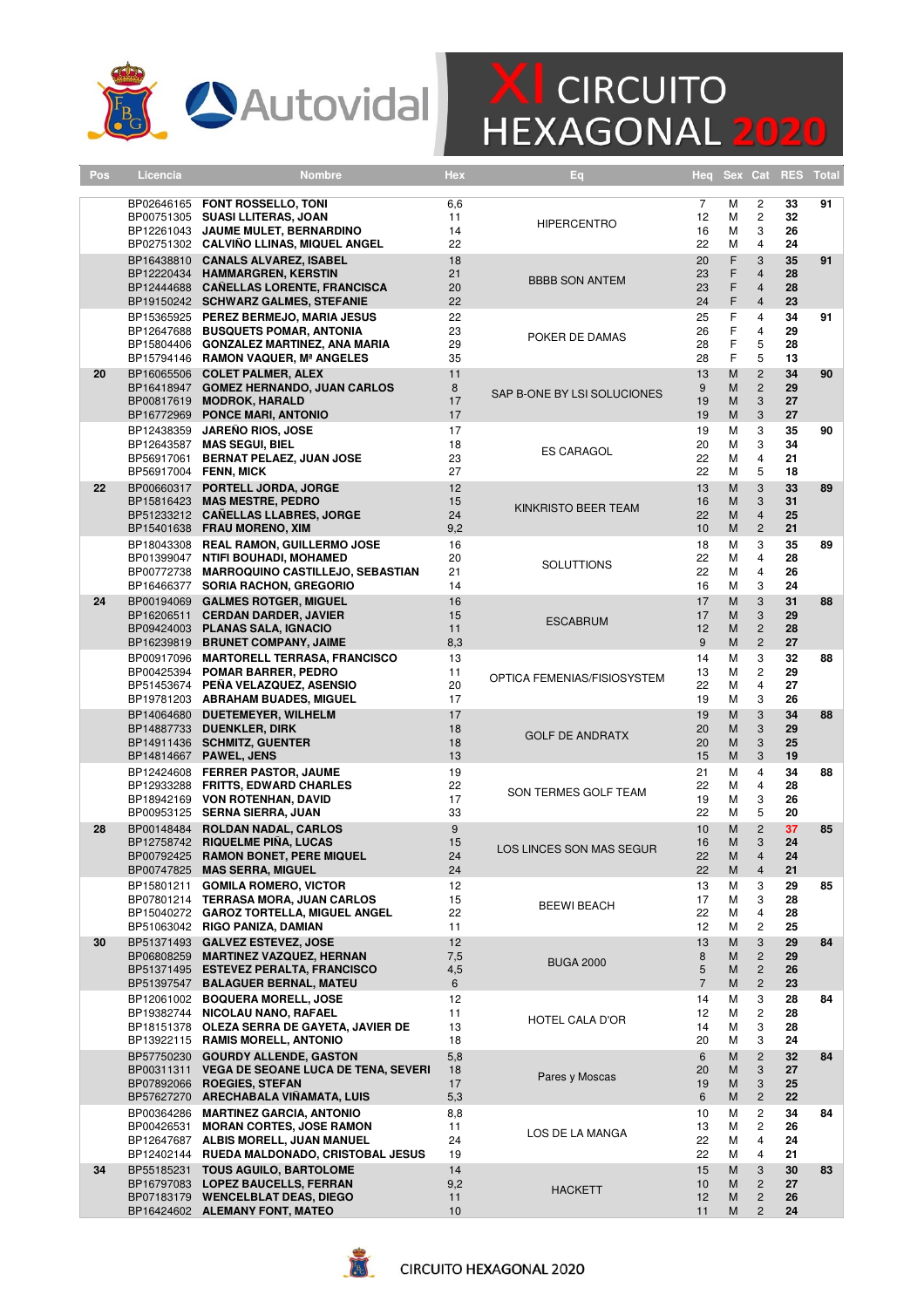# XI CIRCUITO HEXAGONAL 2020

| Pos | Licencia | Nombre | Hex | Eq | Heq | Sex | Cat | RES | Total |
|---|---|---|---|---|---|---|---|---|---|
| | BP02646165 | **FONT ROSSELLO, TONI** | 6,6 | HIPERCENTRO | 7 | M | 2 | **33** | **91** |
| | BP00751305 | **SUASI LLITERAS, JOAN** | 11 | | 12 | M | 2 | **32** | |
| | BP12261043 | **JAUME MULET, BERNARDINO** | 14 | | 16 | M | 3 | **26** | |
| | BP02751302 | **CALVIÑO LLINAS, MIQUEL ANGEL** | 22 | | 22 | M | 4 | **24** | |
| | BP16438810 | **CANALS ALVAREZ, ISABEL** | 18 | BBBB SON ANTEM | 20 | F | 3 | **35** | **91** |
| | BP12220434 | **HAMMARGREN, KERSTIN** | 21 | | 23 | F | 4 | **28** | |
| | BP12444688 | **CAÑELLAS LORENTE, FRANCISCA** | 20 | | 23 | F | 4 | **28** | |
| | BP19150242 | **SCHWARZ GALMES, STEFANIE** | 22 | | 24 | F | 4 | **23** | |
| | BP15365925 | **PEREZ BERMEJO, MARIA JESUS** | 22 | POKER DE DAMAS | 25 | F | 4 | **34** | **91** |
| | BP12647688 | **BUSQUETS POMAR, ANTONIA** | 23 | | 26 | F | 4 | **29** | |
| | BP15804406 | **GONZALEZ MARTINEZ, ANA MARIA** | 29 | | 28 | F | 5 | **28** | |
| | BP15794146 | **RAMON VAQUER, Mª ANGELES** | 35 | | 28 | F | 5 | **13** | |
| **20** | BP16065506 | **COLET PALMER, ALEX** | 11 | SAP B-ONE BY LSI SOLUCIONES | 13 | M | 2 | **34** | **90** |
| | BP16418947 | **GOMEZ HERNANDO, JUAN CARLOS** | 8 | | 9 | M | 2 | **29** | |
| | BP00817619 | **MODROK, HARALD** | 17 | | 19 | M | 3 | **27** | |
| | BP16772969 | **PONCE MARI, ANTONIO** | 17 | | 19 | M | 3 | **27** | |
| | BP12438359 | **JAREÑO RIOS, JOSE** | 17 | ES CARAGOL | 19 | M | 3 | **35** | **90** |
| | BP12643587 | **MAS SEGUI, BIEL** | 18 | | 20 | M | 3 | **34** | |
| | BP56917061 | **BERNAT PELAEZ, JUAN JOSE** | 23 | | 22 | M | 4 | **21** | |
| | BP56917004 | **FENN, MICK** | 27 | | 22 | M | 5 | **18** | |
| **22** | BP00660317 | **PORTELL JORDA, JORGE** | 12 | KINKRISTO BEER TEAM | 13 | M | 3 | **33** | **89** |
| | BP15816423 | **MAS MESTRE, PEDRO** | 15 | | 16 | M | 3 | **31** | |
| | BP51233212 | **CAÑELLAS LLABRES, JORGE** | 24 | | 22 | M | 4 | **25** | |
| | BP15401638 | **FRAU MORENO, XIM** | 9,2 | | 10 | M | 2 | **21** | |
| | BP18043308 | **REAL RAMON, GUILLERMO JOSE** | 16 | SOLUTTIONS | 18 | M | 3 | **35** | **89** |
| | BP01399047 | **NTIFI BOUHADI, MOHAMED** | 20 | | 22 | M | 4 | **28** | |
| | BP00772738 | **MARROQUINO CASTILLEJO, SEBASTIAN** | 21 | | 22 | M | 4 | **26** | |
| | BP16466377 | **SORIA RACHON, GREGORIO** | 14 | | 16 | M | 3 | **24** | |
| **24** | BP00194069 | **GALMES ROTGER, MIGUEL** | 16 | ESCABRUM | 17 | M | 3 | **31** | **88** |
| | BP16206511 | **CERDAN DARDER, JAVIER** | 15 | | 17 | M | 3 | **29** | |
| | BP09424003 | **PLANAS SALA, IGNACIO** | 11 | | 12 | M | 2 | **28** | |
| | BP16239819 | **BRUNET COMPANY, JAIME** | 8,3 | | 9 | M | 2 | **27** | |
| | BP00917096 | **MARTORELL TERRASA, FRANCISCO** | 13 | OPTICA FEMENIAS/FISIOSYSTEM | 14 | M | 3 | **32** | **88** |
| | BP00425394 | **POMAR BARRER, PEDRO** | 11 | | 13 | M | 2 | **29** | |
| | BP51453674 | **PEÑA VELAZQUEZ, ASENSIO** | 20 | | 22 | M | 4 | **27** | |
| | BP19781203 | **ABRAHAM BUADES, MIGUEL** | 17 | | 19 | M | 3 | **26** | |
| | BP14064680 | **DUETEMEYER, WILHELM** | 17 | GOLF DE ANDRATX | 19 | M | 3 | **34** | **88** |
| | BP14887733 | **DUENKLER, DIRK** | 18 | | 20 | M | 3 | **29** | |
| | BP14911436 | **SCHMITZ, GUENTER** | 18 | | 20 | M | 3 | **25** | |
| | BP14814667 | **PAWEL, JENS** | 13 | | 15 | M | 3 | **19** | |
| | BP12424608 | **FERRER PASTOR, JAUME** | 19 | SON TERMES GOLF TEAM | 21 | M | 4 | **34** | **88** |
| | BP12933288 | **FRITTS, EDWARD CHARLES** | 22 | | 22 | M | 4 | **28** | |
| | BP18942169 | **VON ROTENHAN, DAVID** | 17 | | 19 | M | 3 | **26** | |
| | BP00953125 | **SERNA SIERRA, JUAN** | 33 | | 22 | M | 5 | **20** | |
| **28** | BP00148484 | **ROLDAN NADAL, CARLOS** | 9 | LOS LINCES SON MAS SEGUR | 10 | M | 2 | **37** | **85** |
| | BP12758742 | **RIQUELME PIÑA, LUCAS** | 15 | | 16 | M | 3 | **24** | |
| | BP00792425 | **RAMON BONET, PERE MIQUEL** | 24 | | 22 | M | 4 | **24** | |
| | BP00747825 | **MAS SERRA, MIGUEL** | 24 | | 22 | M | 4 | **21** | |
| | BP15801211 | **GOMILA ROMERO, VICTOR** | 12 | BEEWI BEACH | 13 | M | 3 | **29** | **85** |
| | BP07801214 | **TERRASA MORA, JUAN CARLOS** | 15 | | 17 | M | 3 | **28** | |
| | BP15040272 | **GAROZ TORTELLA, MIGUEL ANGEL** | 22 | | 22 | M | 4 | **28** | |
| | BP51063042 | **RIGO PANIZA, DAMIAN** | 11 | | 12 | M | 2 | **25** | |
| **30** | BP51371493 | **GALVEZ ESTEVEZ, JOSE** | 12 | BUGA 2000 | 13 | M | 3 | **29** | **84** |
| | BP06808259 | **MARTINEZ VAZQUEZ, HERNAN** | 7,5 | | 8 | M | 2 | **29** | |
| | BP51371495 | **ESTEVEZ PERALTA, FRANCISCO** | 4,5 | | 5 | M | 2 | **26** | |
| | BP51397547 | **BALAGUER BERNAL, MATEU** | 6 | | 7 | M | 2 | **23** | |
| | BP12061002 | **BOQUERA MORELL, JOSE** | 12 | HOTEL CALA D'OR | 14 | M | 3 | **28** | **84** |
| | BP19382744 | **NICOLAU NANO, RAFAEL** | 11 | | 12 | M | 2 | **28** | |
| | BP18151378 | **OLEZA SERRA DE GAYETA, JAVIER DE** | 13 | | 14 | M | 3 | **28** | |
| | BP13922115 | **RAMIS MORELL, ANTONIO** | 18 | | 20 | M | 3 | **24** | |
| | BP57750230 | **GOURDY ALLENDE, GASTON** | 5,8 | Pares y Moscas | 6 | M | 2 | **32** | **84** |
| | BP00311311 | **VEGA DE SEOANE LUCA DE TENA, SEVERI** | 18 | | 20 | M | 3 | **27** | |
| | BP07892066 | **ROEGIES, STEFAN** | 17 | | 19 | M | 3 | **25** | |
| | BP57627270 | **ARECHABALA VIÑAMATA, LUIS** | 5,3 | | 6 | M | 2 | **22** | |
| | BP00364286 | **MARTINEZ GARCIA, ANTONIO** | 8,8 | LOS DE LA MANGA | 10 | M | 2 | **34** | **84** |
| | BP00426531 | **MORAN CORTES, JOSE RAMON** | 11 | | 13 | M | 2 | **26** | |
| | BP12647687 | **ALBIS MORELL, JUAN MANUEL** | 24 | | 22 | M | 4 | **24** | |
| | BP12402144 | **RUEDA MALDONADO, CRISTOBAL JESUS** | 19 | | 22 | M | 4 | **21** | |
| **34** | BP55185231 | **TOUS AGUILO, BARTOLOME** | 14 | HACKETT | 15 | M | 3 | **30** | **83** |
| | BP16797083 | **LOPEZ BAUCELLS, FERRAN** | 9,2 | | 10 | M | 2 | **27** | |
| | BP07183179 | **WENCELBLAT DEAS, DIEGO** | 11 | | 12 | M | 2 | **26** | |
| | BP16424602 | **ALEMANY FONT, MATEO** | 10 | | 11 | M | 2 | **24** | |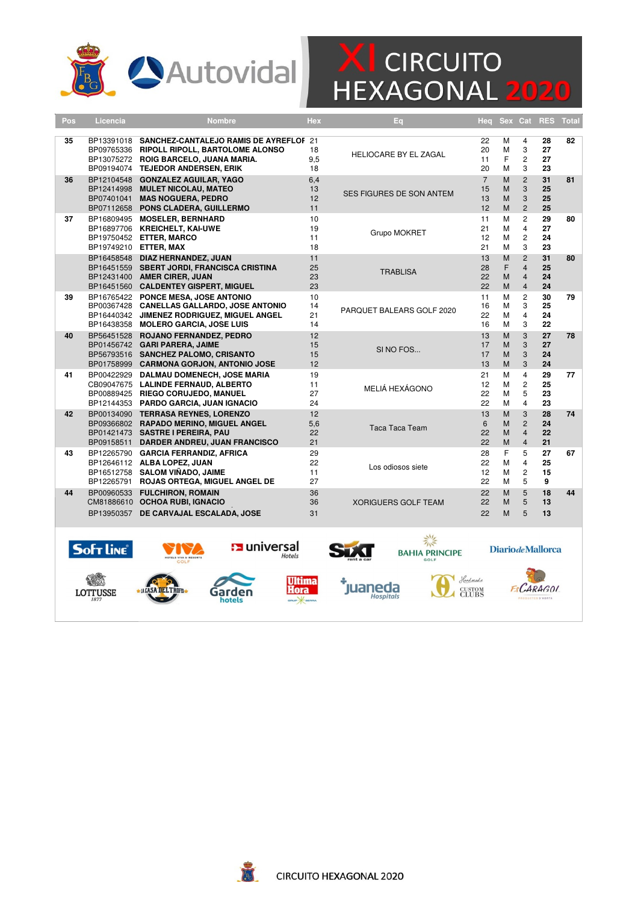# XI CIRCUITO HEXAGONAL 2020

| Pos | Licencia | Nombre | Hex | Eq | Heq | Sex | Cat | RES | Total |
|---|---|---|---|---|---|---|---|---|---|
| 35 | BP13391018 | SANCHEZ-CANTALEJO RAMIS DE AYREFLOF | 21 | HELIOCARE BY EL ZAGAL | 22 | M | 4 | 28 | 82 |
| | BP09765336 | RIPOLL RIPOLL, BARTOLOME ALONSO | 18 | | 20 | M | 3 | 27 | |
| | BP13075272 | ROIG BARCELO, JUANA MARIA. | 9,5 | | 11 | F | 2 | 27 | |
| | BP09194074 | TEJEDOR ANDERSEN, ERIK | 18 | | 20 | M | 3 | 23 | |
| 36 | BP12104548 | GONZALEZ AGUILAR, YAGO | 6,4 | SES FIGURES DE SON ANTEM | 7 | M | 2 | 31 | 81 |
| | BP12414998 | MULET NICOLAU, MATEO | 13 | | 15 | M | 3 | 25 | |
| | BP07401041 | MAS NOGUERA, PEDRO | 12 | | 13 | M | 3 | 25 | |
| | BP07112658 | PONS CLADERA, GUILLERMO | 11 | | 12 | M | 2 | 25 | |
| 37 | BP16809495 | MOSELER, BERNHARD | 10 | Grupo MOKRET | 11 | M | 2 | 29 | 80 |
| | BP16897706 | KREICHELT, KAI-UWE | 19 | | 21 | M | 4 | 27 | |
| | BP19750452 | ETTER, MARCO | 11 | | 12 | M | 2 | 24 | |
| | BP19749210 | ETTER, MAX | 18 | | 21 | M | 3 | 23 | |
| | BP16458548 | DIAZ HERNANDEZ, JUAN | 11 | TRABLISA | 13 | M | 2 | 31 | 80 |
| | BP16451559 | SBERT JORDI, FRANCISCA CRISTINA | 25 | | 28 | F | 4 | 25 | |
| | BP12431400 | AMER CIRER, JUAN | 23 | | 22 | M | 4 | 24 | |
| | BP16451560 | CALDENTEY GISPERT, MIGUEL | 23 | | 22 | M | 4 | 24 | |
| 39 | BP16765422 | PONCE MESA, JOSE ANTONIO | 10 | PARQUET BALEARS GOLF 2020 | 11 | M | 2 | 30 | 79 |
| | BP00367428 | CANELLAS GALLARDO, JOSE ANTONIO | 14 | | 16 | M | 3 | 25 | |
| | BP16440342 | JIMENEZ RODRIGUEZ, MIGUEL ANGEL | 21 | | 22 | M | 4 | 24 | |
| | BP16438358 | MOLERO GARCIA, JOSE LUIS | 14 | | 16 | M | 3 | 22 | |
| 40 | BP56451528 | ROJANO FERNANDEZ, PEDRO | 12 | SI NO FOS... | 13 | M | 3 | 27 | 78 |
| | BP01456742 | GARI PARERA, JAIME | 15 | | 17 | M | 3 | 27 | |
| | BP56793516 | SANCHEZ PALOMO, CRISANTO | 15 | | 17 | M | 3 | 24 | |
| | BP01758999 | CARMONA GORJON, ANTONIO JOSE | 12 | | 13 | M | 3 | 24 | |
| 41 | BP00422929 | DALMAU DOMENECH, JOSE MARIA | 19 | MELIÁ HEXÁGONO | 21 | M | 4 | 29 | 77 |
| | CB09047675 | LALINDE FERNAUD, ALBERTO | 11 | | 12 | M | 2 | 25 | |
| | BP00889425 | RIEGO CORUJEDO, MANUEL | 27 | | 22 | M | 5 | 23 | |
| | BP12144353 | PARDO GARCIA, JUAN IGNACIO | 24 | | 22 | M | 4 | 23 | |
| 42 | BP00134090 | TERRASA REYNES, LORENZO | 12 | Taca Taca Team | 13 | M | 3 | 28 | 74 |
| | BP09366802 | RAPADO MERINO, MIGUEL ANGEL | 5,6 | | 6 | M | 2 | 24 | |
| | BP01421473 | SASTRE I PEREIRA, PAU | 22 | | 22 | M | 4 | 22 | |
| | BP09158511 | DARDER ANDREU, JUAN FRANCISCO | 21 | | 22 | M | 4 | 21 | |
| 43 | BP12265790 | GARCIA FERRANDIZ, AFRICA | 29 | Los odiosos siete | 28 | F | 5 | 27 | 67 |
| | BP12646112 | ALBA LOPEZ, JUAN | 22 | | 22 | M | 4 | 25 | |
| | BP16512758 | SALOM VIÑADO, JAIME | 11 | | 12 | M | 2 | 15 | |
| | BP12265791 | ROJAS ORTEGA, MIGUEL ANGEL DE | 27 | | 22 | M | 5 | 9 | |
| 44 | BP00960533 | FULCHIRON, ROMAIN | 36 | XORIGUERS GOLF TEAM | 22 | M | 5 | 18 | 44 |
| | CM81886610 | OCHOA RUBI, IGNACIO | 36 | | 22 | M | 5 | 13 | |
| | BP13950357 | DE CARVAJAL ESCALADA, JOSE | 31 | | 22 | M | 5 | 13 | |